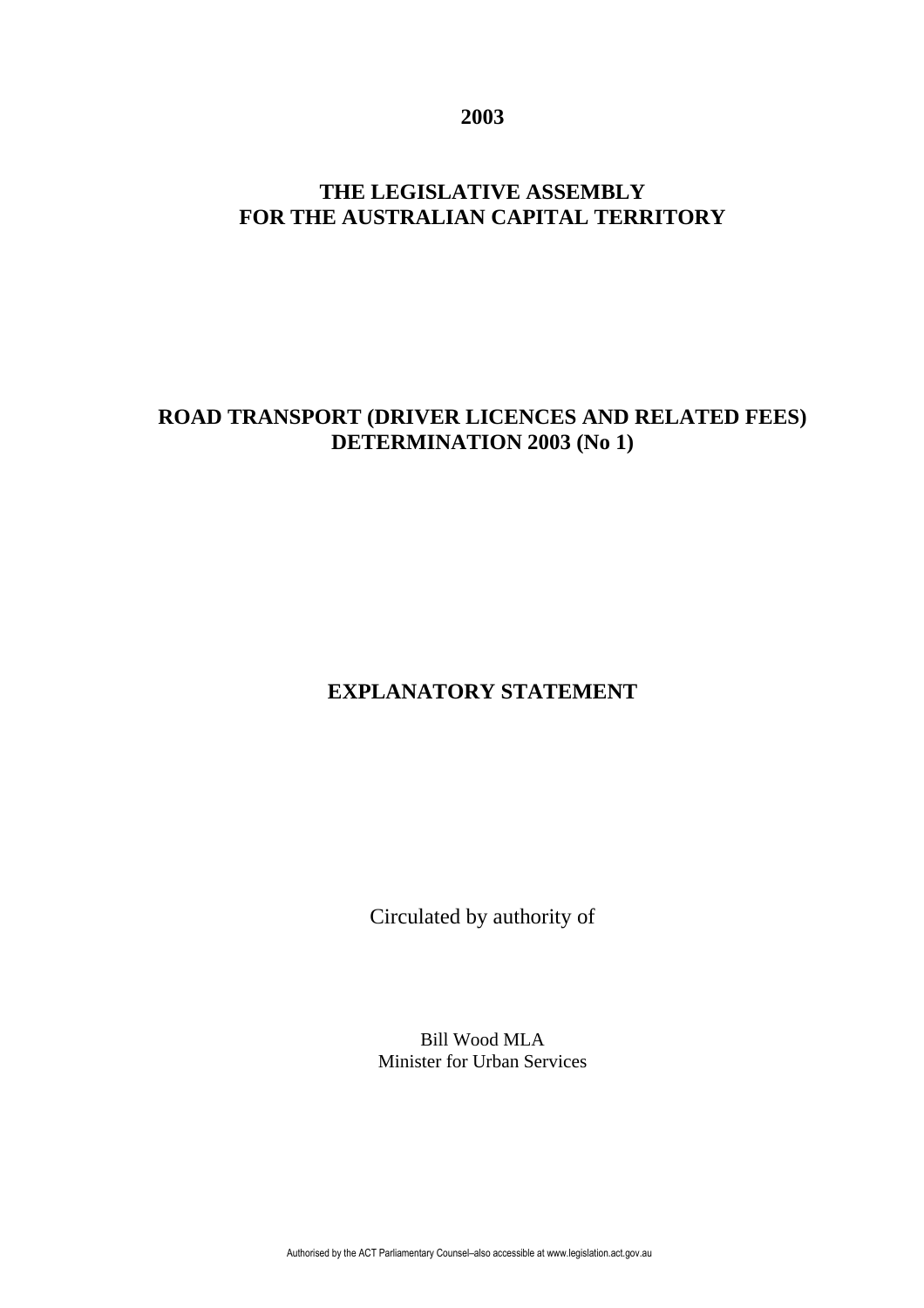**2003**

# THE LEGISLATIVE ASSEMBLY FOR THE AUSTRALIAN CAPITAL TERRITORY

## ROAD TRANSPORT (DRIVER LICENCES AND RELATED FEES) DETERMINATION 2003 (No 1)

## EXPLANATORY STATEMENT

Circulated by authority of

Bill Wood MLA
Minister for Urban Services

Authorised by the ACT Parliamentary Counsel–also accessible at www.legislation.act.gov.au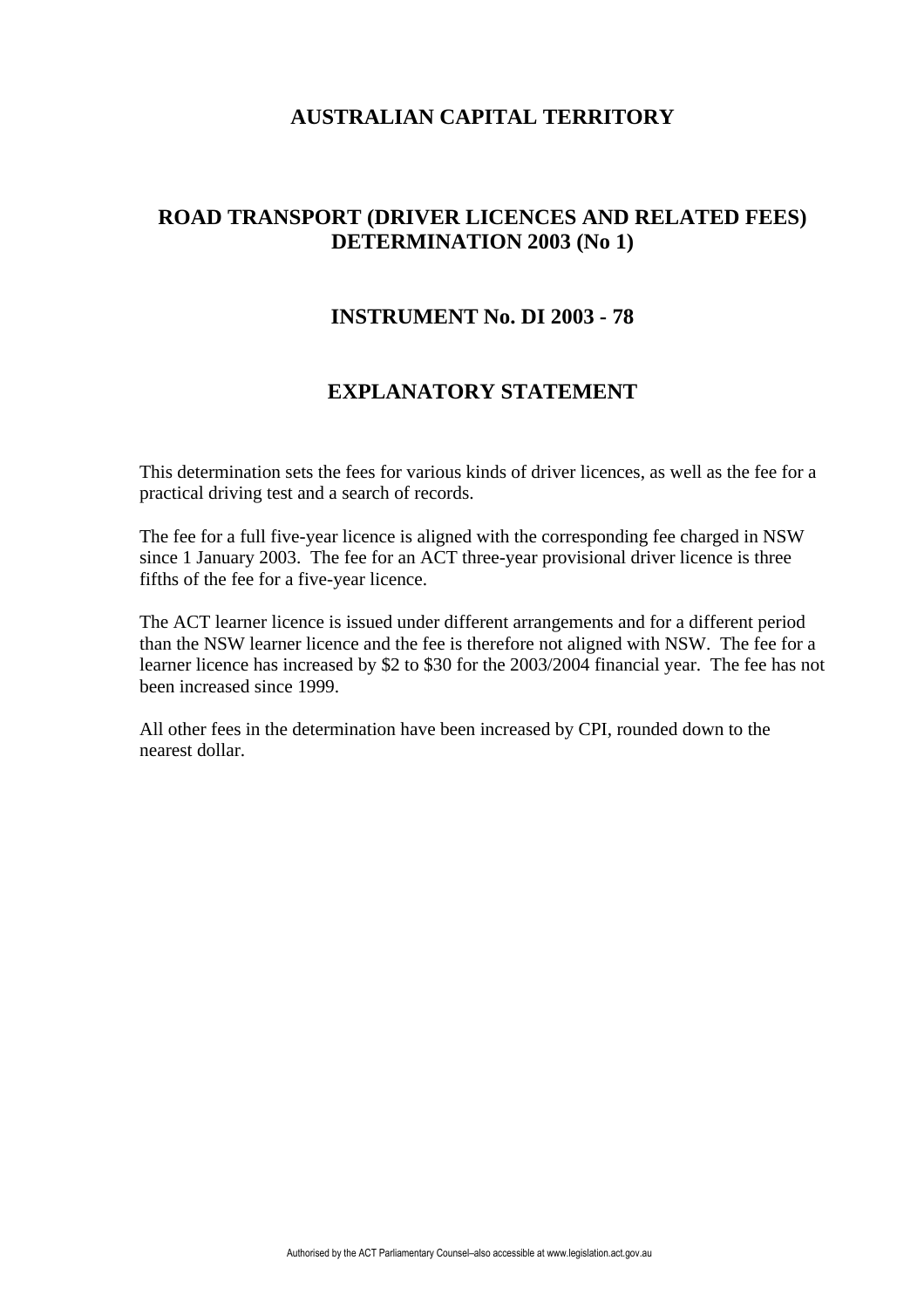# AUSTRALIAN CAPITAL TERRITORY

## ROAD TRANSPORT (DRIVER LICENCES AND RELATED FEES) DETERMINATION 2003 (No 1)

## INSTRUMENT No. DI 2003 - 78

## EXPLANATORY STATEMENT

This determination sets the fees for various kinds of driver licences, as well as the fee for a practical driving test and a search of records.

The fee for a full five-year licence is aligned with the corresponding fee charged in NSW since 1 January 2003. The fee for an ACT three-year provisional driver licence is three fifths of the fee for a five-year licence.

The ACT learner licence is issued under different arrangements and for a different period than the NSW learner licence and the fee is therefore not aligned with NSW. The fee for a learner licence has increased by $2 to $30 for the 2003/2004 financial year. The fee has not been increased since 1999.

All other fees in the determination have been increased by CPI, rounded down to the nearest dollar.